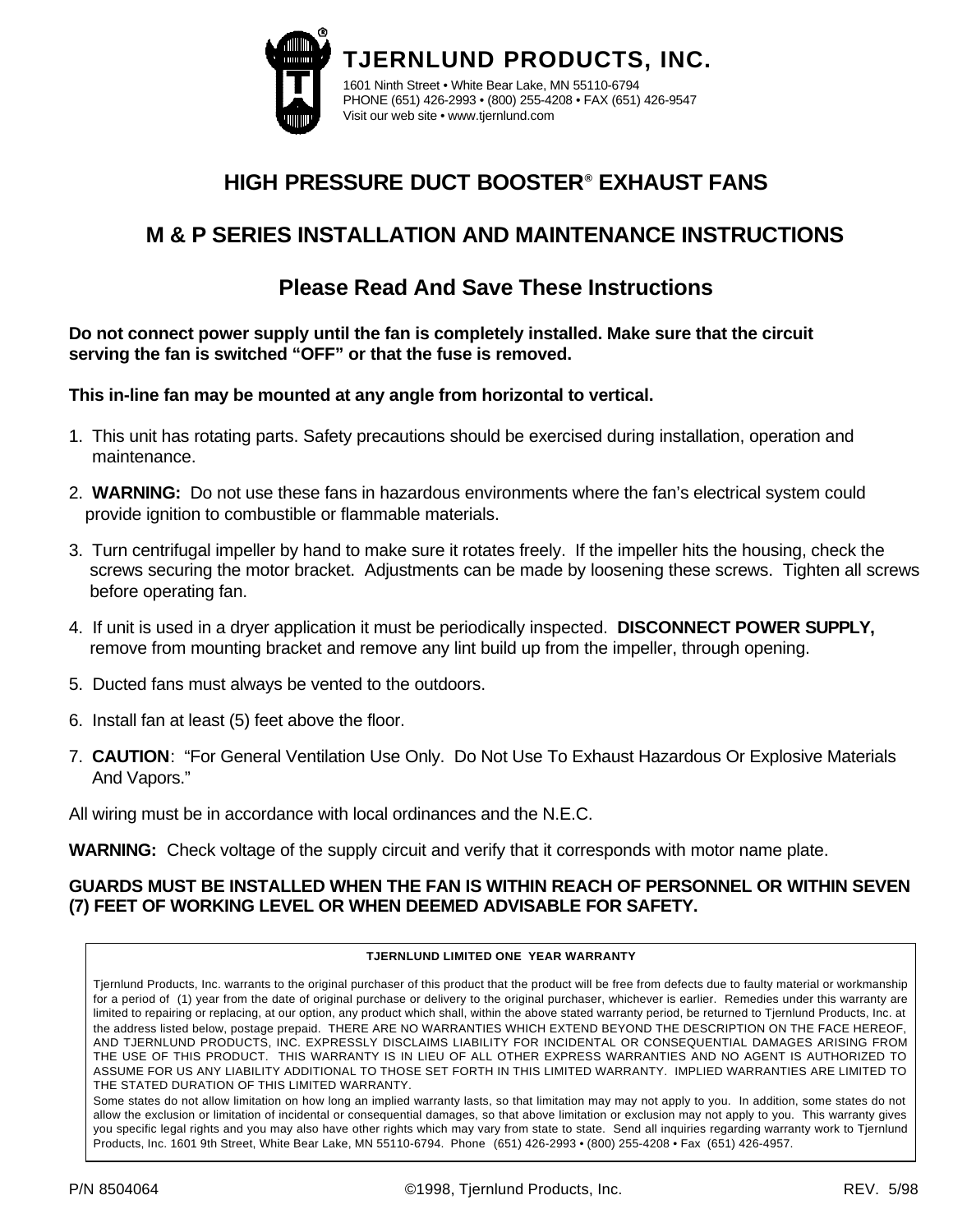**TJERNLUND PRODUCTS, INC.**

1601 Ninth Street • White Bear Lake, MN 55110-6794
PHONE (651) 426-2993 • (800) 255-4208 • FAX (651) 426-9547
Visit our web site • www.tjernlund.com

# HIGH PRESSURE DUCT BOOSTER® EXHAUST FANS

## M & P SERIES INSTALLATION AND MAINTENANCE INSTRUCTIONS

## Please Read And Save These Instructions

**Do not connect power supply until the fan is completely installed. Make sure that the circuit serving the fan is switched "OFF" or that the fuse is removed.**

**This in-line fan may be mounted at any angle from horizontal to vertical.**

1. This unit has rotating parts. Safety precautions should be exercised during installation, operation and maintenance.
2. **WARNING:** Do not use these fans in hazardous environments where the fan's electrical system could provide ignition to combustible or flammable materials.
3. Turn centrifugal impeller by hand to make sure it rotates freely. If the impeller hits the housing, check the screws securing the motor bracket. Adjustments can be made by loosening these screws. Tighten all screws before operating fan.
4. If unit is used in a dryer application it must be periodically inspected. **DISCONNECT POWER SUPPLY,** remove from mounting bracket and remove any lint build up from the impeller, through opening.
5. Ducted fans must always be vented to the outdoors.
6. Install fan at least (5) feet above the floor.
7. **CAUTION**: "For General Ventilation Use Only. Do Not Use To Exhaust Hazardous Or Explosive Materials And Vapors."

All wiring must be in accordance with local ordinances and the N.E.C.

**WARNING:** Check voltage of the supply circuit and verify that it corresponds with motor name plate.

**GUARDS MUST BE INSTALLED WHEN THE FAN IS WITHIN REACH OF PERSONNEL OR WITHIN SEVEN (7) FEET OF WORKING LEVEL OR WHEN DEEMED ADVISABLE FOR SAFETY.**

**TJERNLUND LIMITED ONE YEAR WARRANTY**

Tjernlund Products, Inc. warrants to the original purchaser of this product that the product will be free from defects due to faulty material or workmanship for a period of (1) year from the date of original purchase or delivery to the original purchaser, whichever is earlier. Remedies under this warranty are limited to repairing or replacing, at our option, any product which shall, within the above stated warranty period, be returned to Tjernlund Products, Inc. at the address listed below, postage prepaid. THERE ARE NO WARRANTIES WHICH EXTEND BEYOND THE DESCRIPTION ON THE FACE HEREOF, AND TJERNLUND PRODUCTS, INC. EXPRESSLY DISCLAIMS LIABILITY FOR INCIDENTAL OR CONSEQUENTIAL DAMAGES ARISING FROM THE USE OF THIS PRODUCT. THIS WARRANTY IS IN LIEU OF ALL OTHER EXPRESS WARRANTIES AND NO AGENT IS AUTHORIZED TO ASSUME FOR US ANY LIABILITY ADDITIONAL TO THOSE SET FORTH IN THIS LIMITED WARRANTY. IMPLIED WARRANTIES ARE LIMITED TO THE STATED DURATION OF THIS LIMITED WARRANTY.

Some states do not allow limitation on how long an implied warranty lasts, so that limitation may may not apply to you. In addition, some states do not allow the exclusion or limitation of incidental or consequential damages, so that above limitation or exclusion may not apply to you. This warranty gives you specific legal rights and you may also have other rights which may vary from state to state. Send all inquiries regarding warranty work to Tjernlund Products, Inc. 1601 9th Street, White Bear Lake, MN 55110-6794. Phone (651) 426-2993 • (800) 255-4208 • Fax (651) 426-4957.

P/N 8504064 ©1998, Tjernlund Products, Inc. REV. 5/98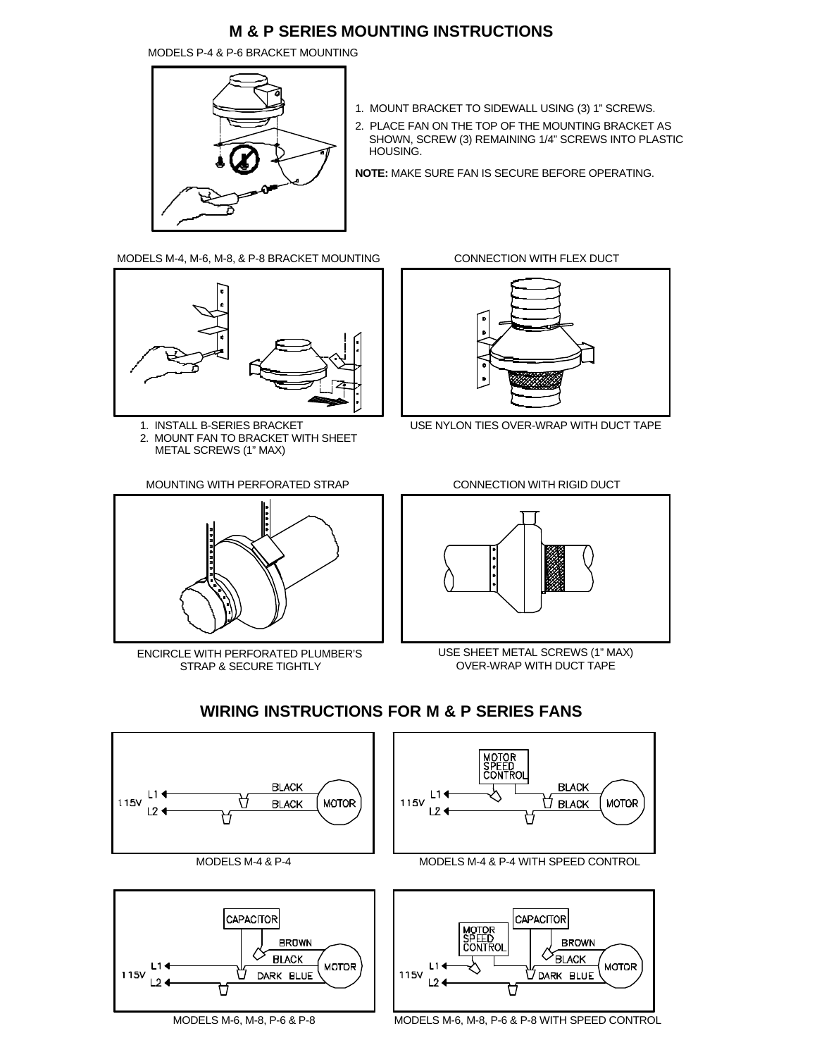# M & P SERIES MOUNTING INSTRUCTIONS

MODELS P-4 & P-6 BRACKET MOUNTING

1. MOUNT BRACKET TO SIDEWALL USING (3) 1" SCREWS.
2. PLACE FAN ON THE TOP OF THE MOUNTING BRACKET AS SHOWN, SCREW (3) REMAINING 1/4" SCREWS INTO PLASTIC HOUSING.

**NOTE:** MAKE SURE FAN IS SECURE BEFORE OPERATING.

MODELS M-4, M-6, M-8, & P-8 BRACKET MOUNTING

1. INSTALL B-SERIES BRACKET
2. MOUNT FAN TO BRACKET WITH SHEET METAL SCREWS (1" MAX)

CONNECTION WITH FLEX DUCT

USE NYLON TIES OVER-WRAP WITH DUCT TAPE

MOUNTING WITH PERFORATED STRAP

ENCIRCLE WITH PERFORATED PLUMBER'S STRAP & SECURE TIGHTLY

CONNECTION WITH RIGID DUCT

USE SHEET METAL SCREWS (1" MAX) OVER-WRAP WITH DUCT TAPE

# WIRING INSTRUCTIONS FOR M & P SERIES FANS

115V
L1
L2
BLACK
BLACK
MOTOR

MODELS M-4 & P-4

MOTOR SPEED CONTROL
115V
L1
L2
BLACK
BLACK
MOTOR

MODELS M-4 & P-4 WITH SPEED CONTROL

CAPACITOR
BROWN
BLACK
DARK BLUE
115V
L1
L2
MOTOR

MODELS M-6, M-8, P-6 & P-8

MOTOR SPEED CONTROL
CAPACITOR
BROWN
BLACK
DARK BLUE
115V
L1
L2
MOTOR

MODELS M-6, M-8, P-6 & P-8 WITH SPEED CONTROL